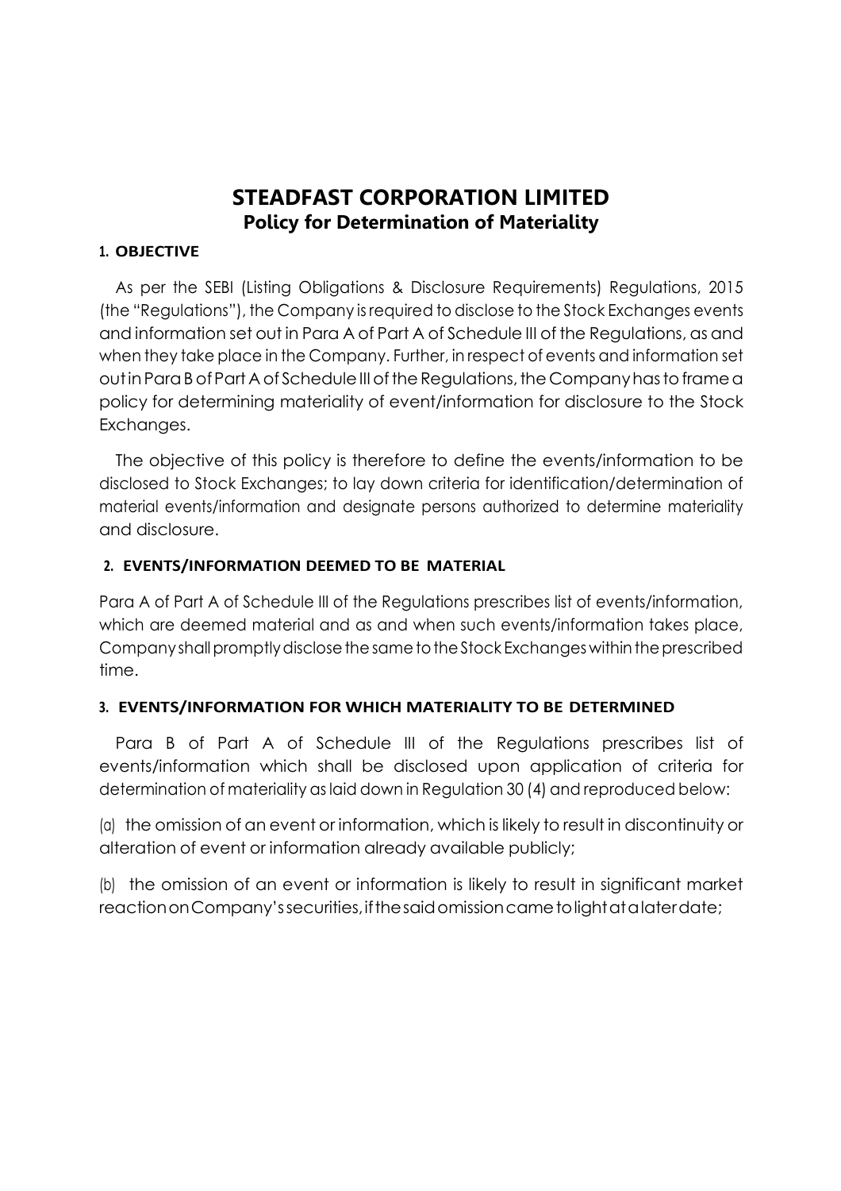# STEADFAST CORPORATION LIMITED
## Policy for Determination of Materiality

### 1. OBJECTIVE

As per the SEBI (Listing Obligations & Disclosure Requirements) Regulations, 2015 (the "Regulations"), the Company is required to disclose to the Stock Exchanges events and information set out in Para A of Part A of Schedule III of the Regulations, as and when they take place in the Company. Further, in respect of events and information set out in Para B of Part A of Schedule III of the Regulations, the Company has to frame a policy for determining materiality of event/information for disclosure to the Stock Exchanges.

The objective of this policy is therefore to define the events/information to be disclosed to Stock Exchanges; to lay down criteria for identification/determination of material events/information and designate persons authorized to determine materiality and disclosure.

### 2. EVENTS/INFORMATION DEEMED TO BE MATERIAL

Para A of Part A of Schedule III of the Regulations prescribes list of events/information, which are deemed material and as and when such events/information takes place, Company shall promptly disclose the same to the Stock Exchanges within the prescribed time.

### 3. EVENTS/INFORMATION FOR WHICH MATERIALITY TO BE DETERMINED

Para B of Part A of Schedule III of the Regulations prescribes list of events/information which shall be disclosed upon application of criteria for determination of materiality as laid down in Regulation 30 (4) and reproduced below:

(a) the omission of an event or information, which is likely to result in discontinuity or alteration of event or information already available publicly;

(b) the omission of an event or information is likely to result in significant market reaction on Company's securities, if the said omission came to light at a later date;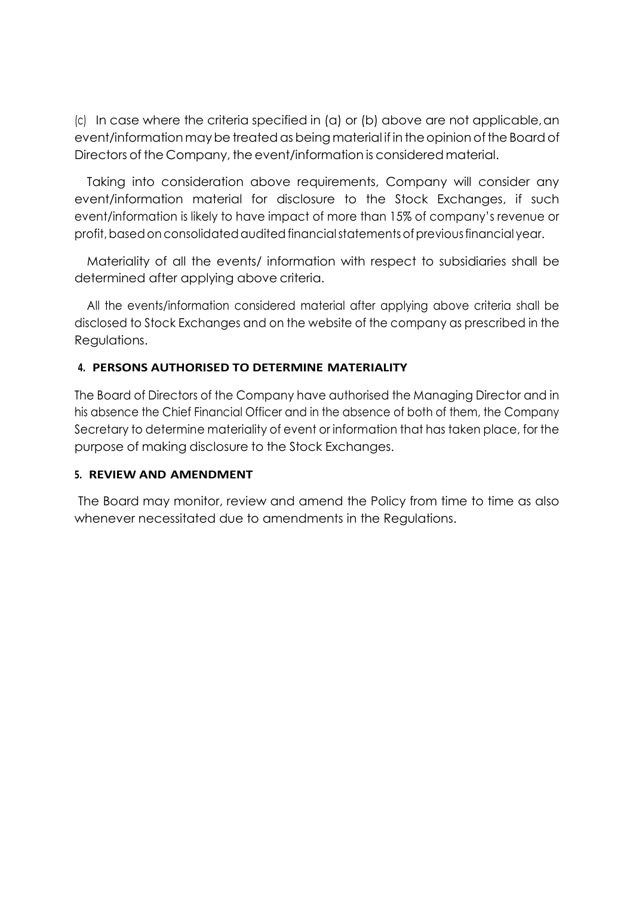(c) In case where the criteria specified in (a) or (b) above are not applicable, an event/information may be treated as being material if in the opinion of the Board of Directors of the Company, the event/information is considered material.

Taking into consideration above requirements, Company will consider any event/information material for disclosure to the Stock Exchanges, if such event/information is likely to have impact of more than 15% of company's revenue or profit, based on consolidated audited financial statements of previous financial year.

Materiality of all the events/ information with respect to subsidiaries shall be determined after applying above criteria.

All the events/information considered material after applying above criteria shall be disclosed to Stock Exchanges and on the website of the company as prescribed in the Regulations.

## 4. PERSONS AUTHORISED TO DETERMINE MATERIALITY

The Board of Directors of the Company have authorised the Managing Director and in his absence the Chief Financial Officer and in the absence of both of them, the Company Secretary to determine materiality of event or information that has taken place, for the purpose of making disclosure to the Stock Exchanges.

## 5. REVIEW AND AMENDMENT

The Board may monitor, review and amend the Policy from time to time as also whenever necessitated due to amendments in the Regulations.